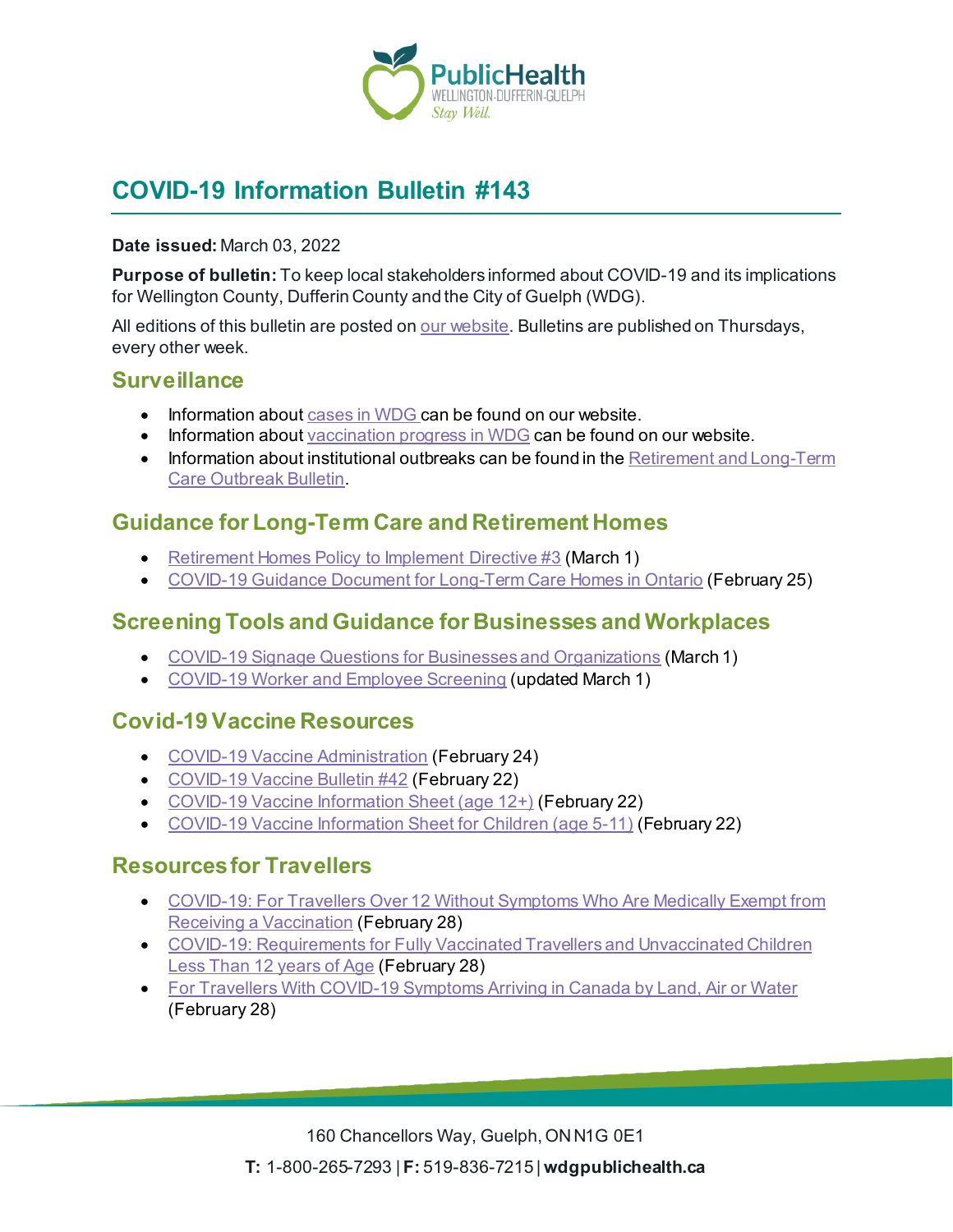# COVID-19 Information Bulletin #143

**Date issued:** March 03, 2022

**Purpose of bulletin:** To keep local stakeholders informed about COVID-19 and its implications for Wellington County, Dufferin County and the City of Guelph (WDG).

All editions of this bulletin are posted on our website. Bulletins are published on Thursdays, every other week.

## Surveillance

- Information about cases in WDG can be found on our website.
- Information about vaccination progress in WDG can be found on our website.
- Information about institutional outbreaks can be found in the Retirement and Long-Term Care Outbreak Bulletin.

## Guidance for Long-Term Care and Retirement Homes

- Retirement Homes Policy to Implement Directive #3 (March 1)
- COVID-19 Guidance Document for Long-Term Care Homes in Ontario (February 25)

## Screening Tools and Guidance for Businesses and Workplaces

- COVID-19 Signage Questions for Businesses and Organizations (March 1)
- COVID-19 Worker and Employee Screening (updated March 1)

## Covid-19 Vaccine Resources

- COVID-19 Vaccine Administration (February 24)
- COVID-19 Vaccine Bulletin #42 (February 22)
- COVID-19 Vaccine Information Sheet (age 12+) (February 22)
- COVID-19 Vaccine Information Sheet for Children (age 5-11) (February 22)

## Resources for Travellers

- COVID-19: For Travellers Over 12 Without Symptoms Who Are Medically Exempt from Receiving a Vaccination (February 28)
- COVID-19: Requirements for Fully Vaccinated Travellers and Unvaccinated Children Less Than 12 years of Age (February 28)
- For Travellers With COVID-19 Symptoms Arriving in Canada by Land, Air or Water (February 28)

160 Chancellors Way, Guelph, ON N1G 0E1

**T:** 1-800-265-7293 | **F:** 519-836-7215 | **wdgpublichealth.ca**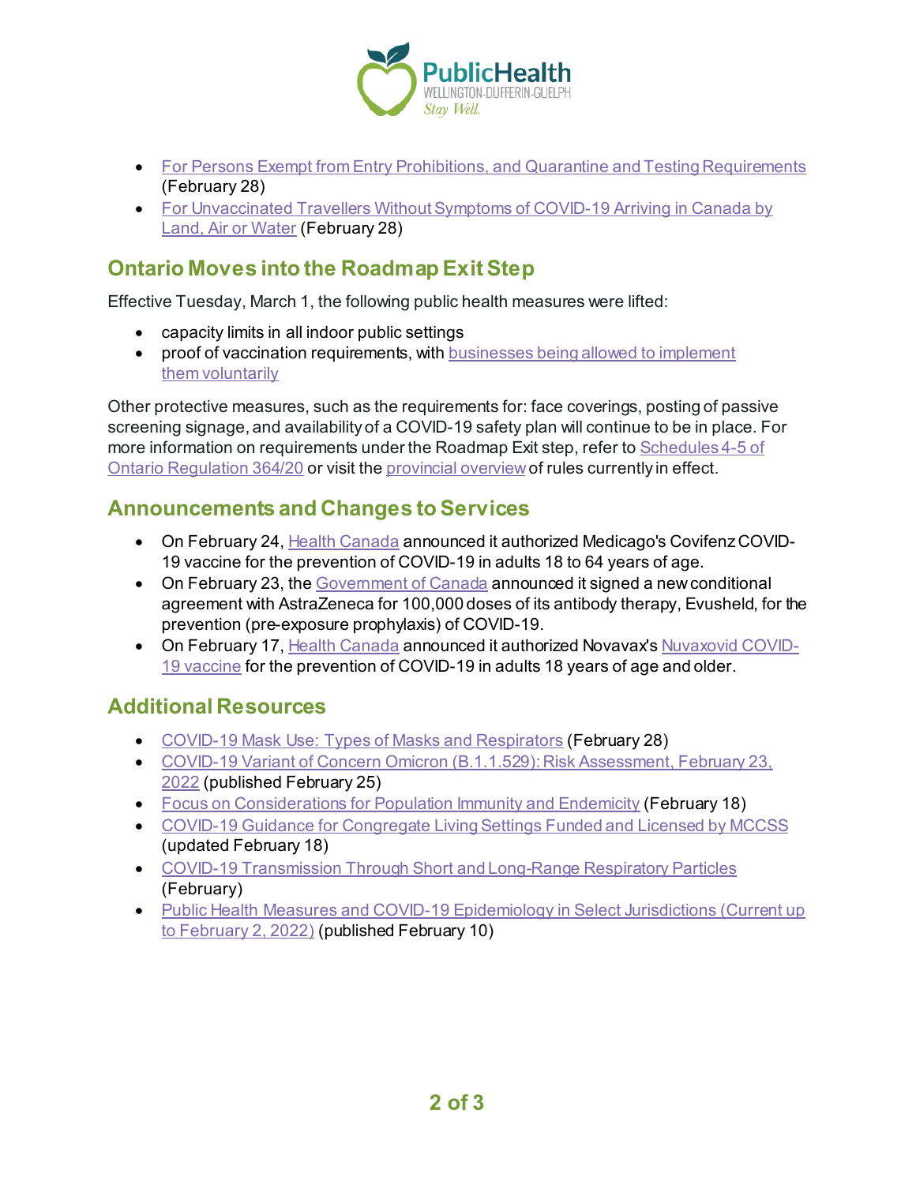- For Persons Exempt from Entry Prohibitions, and Quarantine and Testing Requirements (February 28)
- For Unvaccinated Travellers Without Symptoms of COVID-19 Arriving in Canada by Land, Air or Water (February 28)

## Ontario Moves into the Roadmap Exit Step

Effective Tuesday, March 1, the following public health measures were lifted:

- capacity limits in all indoor public settings
- proof of vaccination requirements, with businesses being allowed to implement them voluntarily

Other protective measures, such as the requirements for: face coverings, posting of passive screening signage, and availability of a COVID-19 safety plan will continue to be in place. For more information on requirements under the Roadmap Exit step, refer to Schedules 4-5 of Ontario Regulation 364/20 or visit the provincial overview of rules currently in effect.

## Announcements and Changes to Services

- On February 24, Health Canada announced it authorized Medicago's Covifenz COVID-19 vaccine for the prevention of COVID-19 in adults 18 to 64 years of age.
- On February 23, the Government of Canada announced it signed a new conditional agreement with AstraZeneca for 100,000 doses of its antibody therapy, Evusheld, for the prevention (pre-exposure prophylaxis) of COVID-19.
- On February 17, Health Canada announced it authorized Novavax's Nuvaxovid COVID-19 vaccine for the prevention of COVID-19 in adults 18 years of age and older.

## Additional Resources

- COVID-19 Mask Use: Types of Masks and Respirators (February 28)
- COVID-19 Variant of Concern Omicron (B.1.1.529): Risk Assessment, February 23, 2022 (published February 25)
- Focus on Considerations for Population Immunity and Endemicity (February 18)
- COVID-19 Guidance for Congregate Living Settings Funded and Licensed by MCCSS (updated February 18)
- COVID-19 Transmission Through Short and Long-Range Respiratory Particles (February)
- Public Health Measures and COVID-19 Epidemiology in Select Jurisdictions (Current up to February 2, 2022) (published February 10)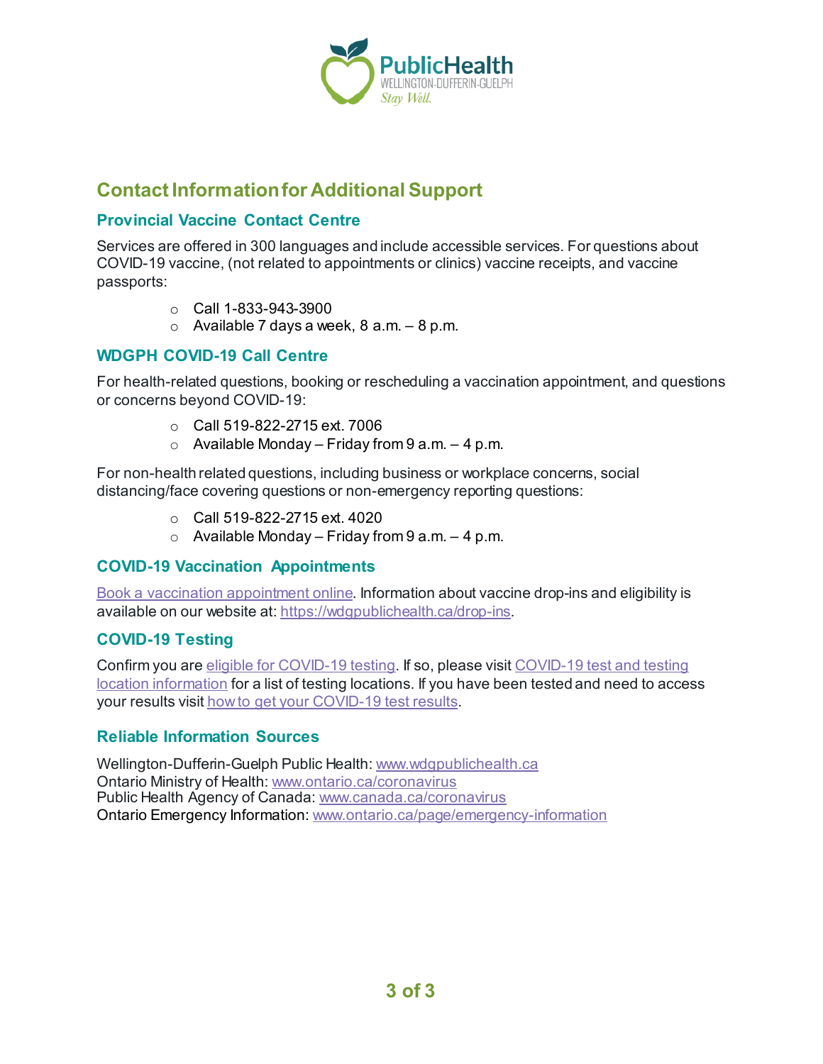## Contact Information for Additional Support

### Provincial Vaccine Contact Centre

Services are offered in 300 languages and include accessible services. For questions about COVID-19 vaccine, (not related to appointments or clinics) vaccine receipts, and vaccine passports:

- Call 1-833-943-3900
- Available 7 days a week, 8 a.m. – 8 p.m.

### WDGPH COVID-19 Call Centre

For health-related questions, booking or rescheduling a vaccination appointment, and questions or concerns beyond COVID-19:

- Call 519-822-2715 ext. 7006
- Available Monday – Friday from 9 a.m. – 4 p.m.

For non-health related questions, including business or workplace concerns, social distancing/face covering questions or non-emergency reporting questions:

- Call 519-822-2715 ext. 4020
- Available Monday – Friday from 9 a.m. – 4 p.m.

### COVID-19 Vaccination Appointments

Book a vaccination appointment online. Information about vaccine drop-ins and eligibility is available on our website at: https://wdgpublichealth.ca/drop-ins.

### COVID-19 Testing

Confirm you are eligible for COVID-19 testing. If so, please visit COVID-19 test and testing location information for a list of testing locations. If you have been tested and need to access your results visit how to get your COVID-19 test results.

### Reliable Information Sources

Wellington-Dufferin-Guelph Public Health: www.wdgpublichealth.ca
Ontario Ministry of Health: www.ontario.ca/coronavirus
Public Health Agency of Canada: www.canada.ca/coronavirus
Ontario Emergency Information: www.ontario.ca/page/emergency-information